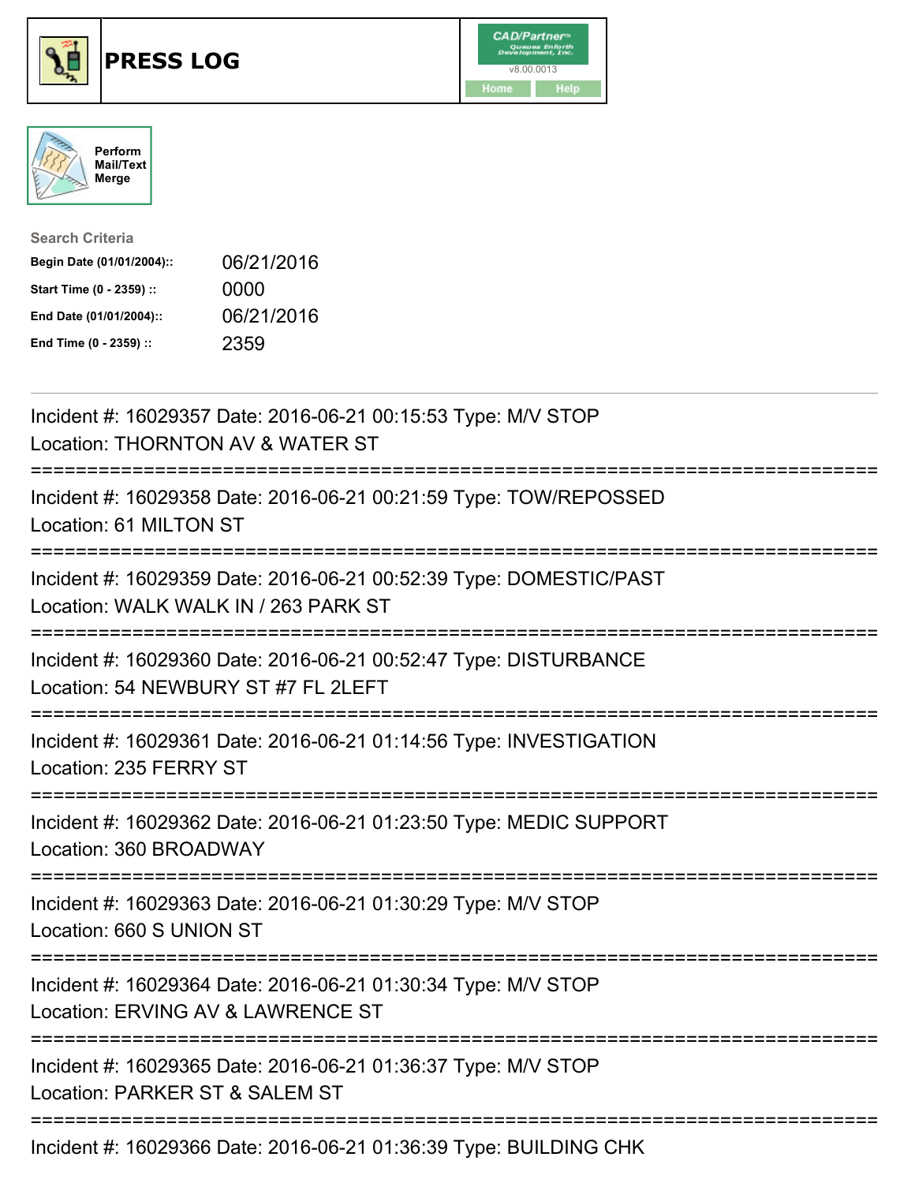# PRESS LOG

CAD/Partner™ Queues Enforth Development, Inc. v8.00.0013

Home | Help

Perform Mail/Text Merge

**Search Criteria**

| | |
|---|---|
| **Begin Date (01/01/2004)::** | 06/21/2016 |
| **Start Time (0 - 2359) ::** | 0000 |
| **End Date (01/01/2004)::** | 06/21/2016 |
| **End Time (0 - 2359) ::** | 2359 |

---

Incident #: 16029357 Date: 2016-06-21 00:15:53 Type: M/V STOP
Location: THORNTON AV & WATER ST

===========================================================================

Incident #: 16029358 Date: 2016-06-21 00:21:59 Type: TOW/REPOSSED
Location: 61 MILTON ST

===========================================================================

Incident #: 16029359 Date: 2016-06-21 00:52:39 Type: DOMESTIC/PAST
Location: WALK WALK IN / 263 PARK ST

===========================================================================

Incident #: 16029360 Date: 2016-06-21 00:52:47 Type: DISTURBANCE
Location: 54 NEWBURY ST #7 FL 2LEFT

===========================================================================

Incident #: 16029361 Date: 2016-06-21 01:14:56 Type: INVESTIGATION
Location: 235 FERRY ST

===========================================================================

Incident #: 16029362 Date: 2016-06-21 01:23:50 Type: MEDIC SUPPORT
Location: 360 BROADWAY

===========================================================================

Incident #: 16029363 Date: 2016-06-21 01:30:29 Type: M/V STOP
Location: 660 S UNION ST

===========================================================================

Incident #: 16029364 Date: 2016-06-21 01:30:34 Type: M/V STOP
Location: ERVING AV & LAWRENCE ST

===========================================================================

Incident #: 16029365 Date: 2016-06-21 01:36:37 Type: M/V STOP
Location: PARKER ST & SALEM ST

===========================================================================

Incident #: 16029366 Date: 2016-06-21 01:36:39 Type: BUILDING CHK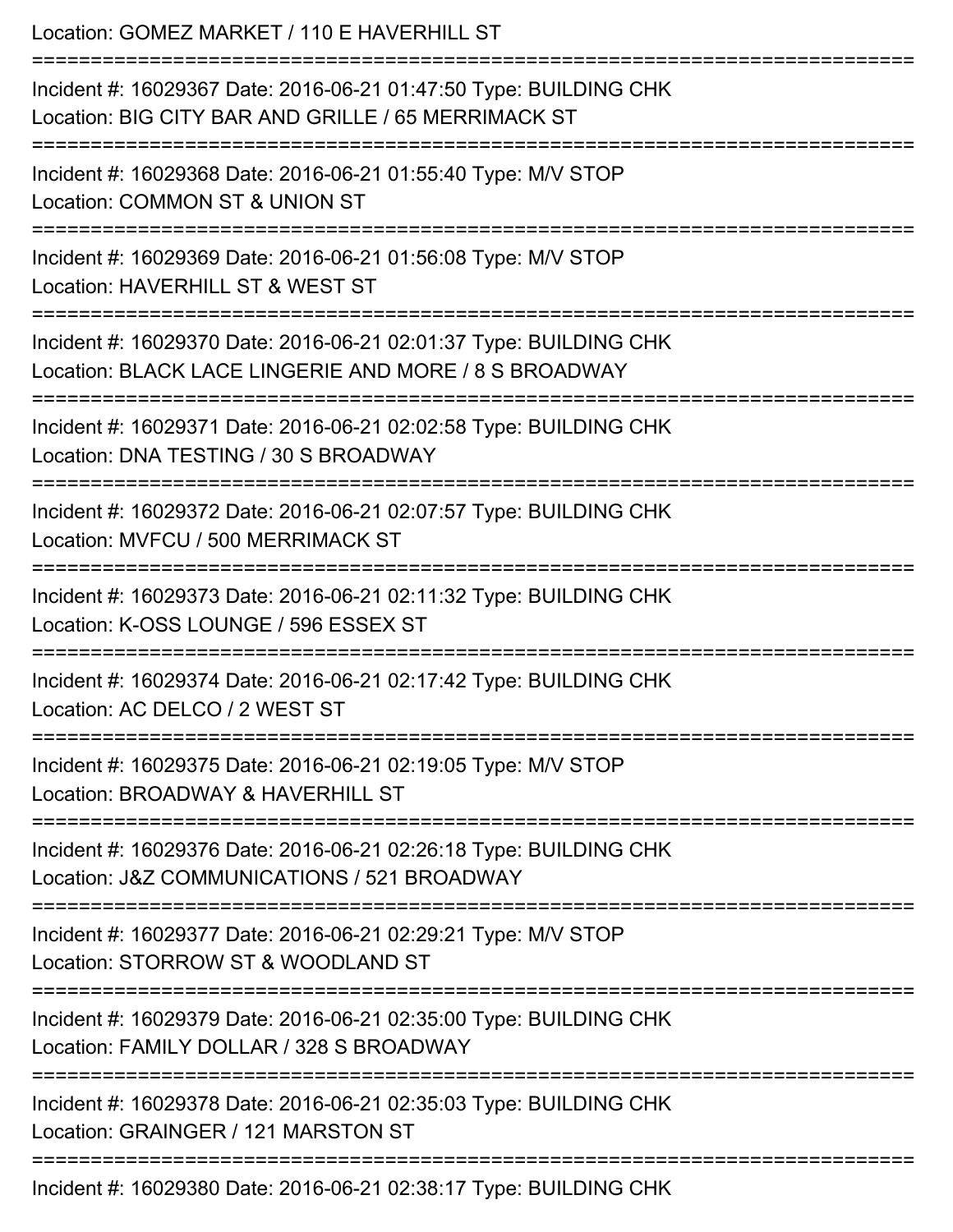Location: GOMEZ MARKET / 110 E HAVERHILL ST

===========================================================================

Incident #: 16029367 Date: 2016-06-21 01:47:50 Type: BUILDING CHK
Location: BIG CITY BAR AND GRILLE / 65 MERRIMACK ST

===========================================================================

Incident #: 16029368 Date: 2016-06-21 01:55:40 Type: M/V STOP
Location: COMMON ST & UNION ST

===========================================================================

Incident #: 16029369 Date: 2016-06-21 01:56:08 Type: M/V STOP
Location: HAVERHILL ST & WEST ST

===========================================================================

Incident #: 16029370 Date: 2016-06-21 02:01:37 Type: BUILDING CHK
Location: BLACK LACE LINGERIE AND MORE / 8 S BROADWAY

===========================================================================

Incident #: 16029371 Date: 2016-06-21 02:02:58 Type: BUILDING CHK
Location: DNA TESTING / 30 S BROADWAY

===========================================================================

Incident #: 16029372 Date: 2016-06-21 02:07:57 Type: BUILDING CHK
Location: MVFCU / 500 MERRIMACK ST

===========================================================================

Incident #: 16029373 Date: 2016-06-21 02:11:32 Type: BUILDING CHK
Location: K-OSS LOUNGE / 596 ESSEX ST

===========================================================================

Incident #: 16029374 Date: 2016-06-21 02:17:42 Type: BUILDING CHK
Location: AC DELCO / 2 WEST ST

===========================================================================

Incident #: 16029375 Date: 2016-06-21 02:19:05 Type: M/V STOP
Location: BROADWAY & HAVERHILL ST

===========================================================================

Incident #: 16029376 Date: 2016-06-21 02:26:18 Type: BUILDING CHK
Location: J&Z COMMUNICATIONS / 521 BROADWAY

===========================================================================

Incident #: 16029377 Date: 2016-06-21 02:29:21 Type: M/V STOP
Location: STORROW ST & WOODLAND ST

===========================================================================

Incident #: 16029379 Date: 2016-06-21 02:35:00 Type: BUILDING CHK
Location: FAMILY DOLLAR / 328 S BROADWAY

===========================================================================

Incident #: 16029378 Date: 2016-06-21 02:35:03 Type: BUILDING CHK
Location: GRAINGER / 121 MARSTON ST

===========================================================================

Incident #: 16029380 Date: 2016-06-21 02:38:17 Type: BUILDING CHK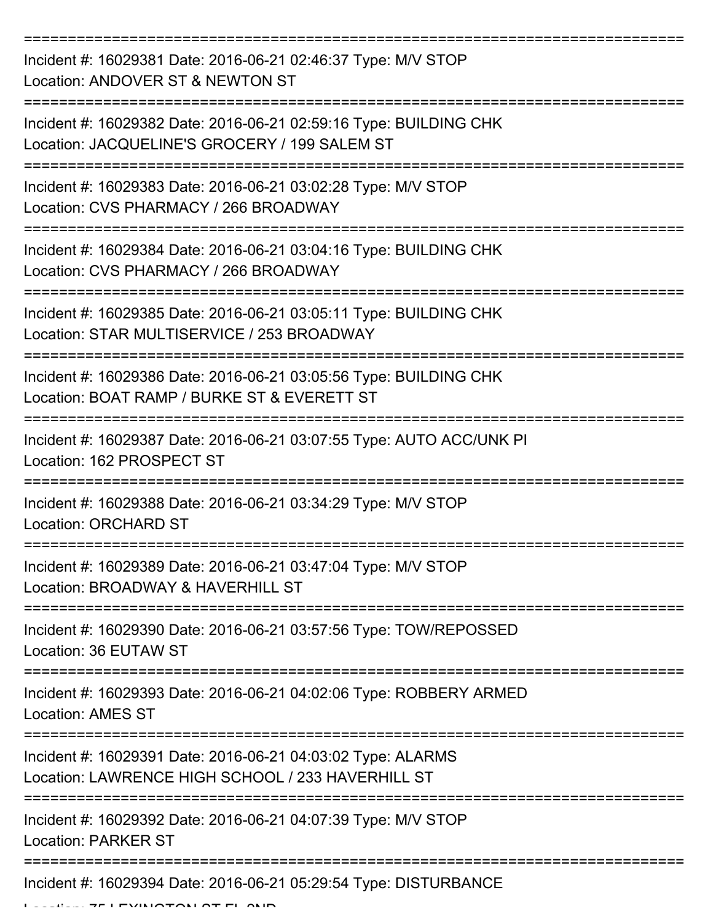===========================================================================

Incident #: 16029381 Date: 2016-06-21 02:46:37 Type: M/V STOP
Location: ANDOVER ST & NEWTON ST

===========================================================================

Incident #: 16029382 Date: 2016-06-21 02:59:16 Type: BUILDING CHK
Location: JACQUELINE'S GROCERY / 199 SALEM ST

===========================================================================

Incident #: 16029383 Date: 2016-06-21 03:02:28 Type: M/V STOP
Location: CVS PHARMACY / 266 BROADWAY

===========================================================================

Incident #: 16029384 Date: 2016-06-21 03:04:16 Type: BUILDING CHK
Location: CVS PHARMACY / 266 BROADWAY

===========================================================================

Incident #: 16029385 Date: 2016-06-21 03:05:11 Type: BUILDING CHK
Location: STAR MULTISERVICE / 253 BROADWAY

===========================================================================

Incident #: 16029386 Date: 2016-06-21 03:05:56 Type: BUILDING CHK
Location: BOAT RAMP / BURKE ST & EVERETT ST

===========================================================================

Incident #: 16029387 Date: 2016-06-21 03:07:55 Type: AUTO ACC/UNK PI
Location: 162 PROSPECT ST

===========================================================================

Incident #: 16029388 Date: 2016-06-21 03:34:29 Type: M/V STOP
Location: ORCHARD ST

===========================================================================

Incident #: 16029389 Date: 2016-06-21 03:47:04 Type: M/V STOP
Location: BROADWAY & HAVERHILL ST

===========================================================================

Incident #: 16029390 Date: 2016-06-21 03:57:56 Type: TOW/REPOSSED
Location: 36 EUTAW ST

===========================================================================

Incident #: 16029393 Date: 2016-06-21 04:02:06 Type: ROBBERY ARMED
Location: AMES ST

===========================================================================

Incident #: 16029391 Date: 2016-06-21 04:03:02 Type: ALARMS
Location: LAWRENCE HIGH SCHOOL / 233 HAVERHILL ST

===========================================================================

Incident #: 16029392 Date: 2016-06-21 04:07:39 Type: M/V STOP
Location: PARKER ST

===========================================================================

Incident #: 16029394 Date: 2016-06-21 05:29:54 Type: DISTURBANCE
Location: 75 LEXINGTON ST FL 2ND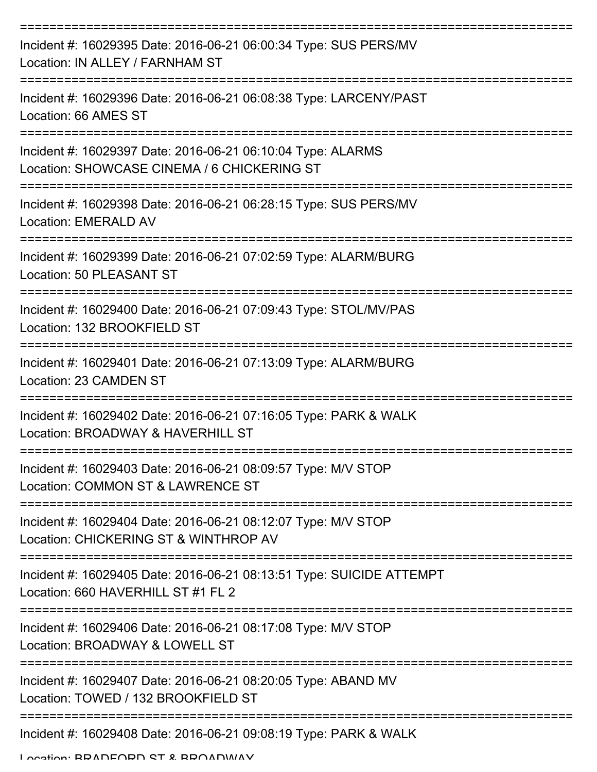===========================================================================

Incident #: 16029395 Date: 2016-06-21 06:00:34 Type: SUS PERS/MV
Location: IN ALLEY / FARNHAM ST

===========================================================================

Incident #: 16029396 Date: 2016-06-21 06:08:38 Type: LARCENY/PAST
Location: 66 AMES ST

===========================================================================

Incident #: 16029397 Date: 2016-06-21 06:10:04 Type: ALARMS
Location: SHOWCASE CINEMA / 6 CHICKERING ST

===========================================================================

Incident #: 16029398 Date: 2016-06-21 06:28:15 Type: SUS PERS/MV
Location: EMERALD AV

===========================================================================

Incident #: 16029399 Date: 2016-06-21 07:02:59 Type: ALARM/BURG
Location: 50 PLEASANT ST

===========================================================================

Incident #: 16029400 Date: 2016-06-21 07:09:43 Type: STOL/MV/PAS
Location: 132 BROOKFIELD ST

===========================================================================

Incident #: 16029401 Date: 2016-06-21 07:13:09 Type: ALARM/BURG
Location: 23 CAMDEN ST

===========================================================================

Incident #: 16029402 Date: 2016-06-21 07:16:05 Type: PARK & WALK
Location: BROADWAY & HAVERHILL ST

===========================================================================

Incident #: 16029403 Date: 2016-06-21 08:09:57 Type: M/V STOP
Location: COMMON ST & LAWRENCE ST

===========================================================================

Incident #: 16029404 Date: 2016-06-21 08:12:07 Type: M/V STOP
Location: CHICKERING ST & WINTHROP AV

===========================================================================

Incident #: 16029405 Date: 2016-06-21 08:13:51 Type: SUICIDE ATTEMPT
Location: 660 HAVERHILL ST #1 FL 2

===========================================================================

Incident #: 16029406 Date: 2016-06-21 08:17:08 Type: M/V STOP
Location: BROADWAY & LOWELL ST

===========================================================================

Incident #: 16029407 Date: 2016-06-21 08:20:05 Type: ABAND MV
Location: TOWED / 132 BROOKFIELD ST

===========================================================================

Incident #: 16029408 Date: 2016-06-21 09:08:19 Type: PARK & WALK
Location: BRADFORD ST & BROADWAY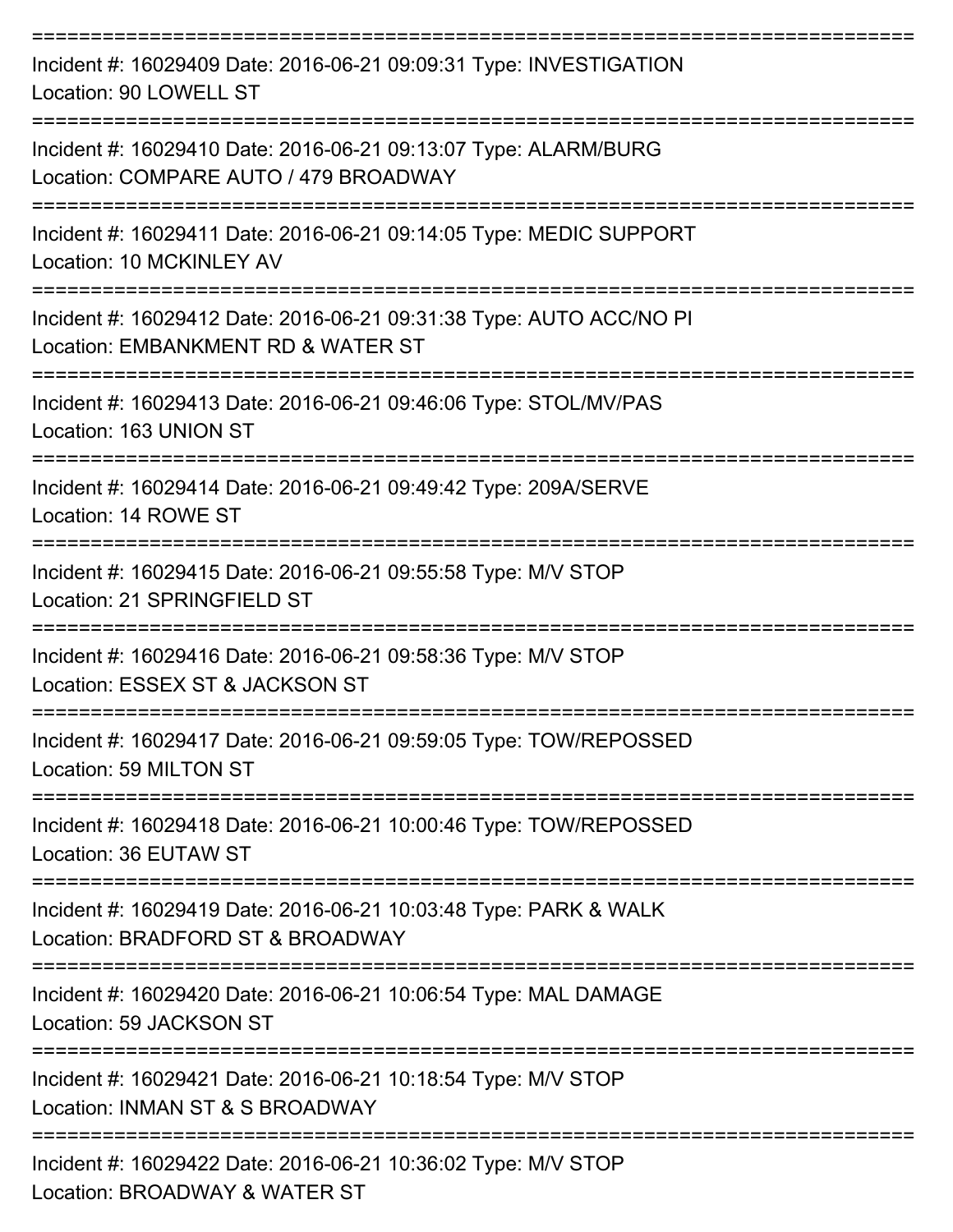===========================================================================

Incident #: 16029409 Date: 2016-06-21 09:09:31 Type: INVESTIGATION
Location: 90 LOWELL ST

===========================================================================

Incident #: 16029410 Date: 2016-06-21 09:13:07 Type: ALARM/BURG
Location: COMPARE AUTO / 479 BROADWAY

===========================================================================

Incident #: 16029411 Date: 2016-06-21 09:14:05 Type: MEDIC SUPPORT
Location: 10 MCKINLEY AV

===========================================================================

Incident #: 16029412 Date: 2016-06-21 09:31:38 Type: AUTO ACC/NO PI
Location: EMBANKMENT RD & WATER ST

===========================================================================

Incident #: 16029413 Date: 2016-06-21 09:46:06 Type: STOL/MV/PAS
Location: 163 UNION ST

===========================================================================

Incident #: 16029414 Date: 2016-06-21 09:49:42 Type: 209A/SERVE
Location: 14 ROWE ST

===========================================================================

Incident #: 16029415 Date: 2016-06-21 09:55:58 Type: M/V STOP
Location: 21 SPRINGFIELD ST

===========================================================================

Incident #: 16029416 Date: 2016-06-21 09:58:36 Type: M/V STOP
Location: ESSEX ST & JACKSON ST

===========================================================================

Incident #: 16029417 Date: 2016-06-21 09:59:05 Type: TOW/REPOSSED
Location: 59 MILTON ST

===========================================================================

Incident #: 16029418 Date: 2016-06-21 10:00:46 Type: TOW/REPOSSED
Location: 36 EUTAW ST

===========================================================================

Incident #: 16029419 Date: 2016-06-21 10:03:48 Type: PARK & WALK
Location: BRADFORD ST & BROADWAY

===========================================================================

Incident #: 16029420 Date: 2016-06-21 10:06:54 Type: MAL DAMAGE
Location: 59 JACKSON ST

===========================================================================

Incident #: 16029421 Date: 2016-06-21 10:18:54 Type: M/V STOP
Location: INMAN ST & S BROADWAY

===========================================================================

Incident #: 16029422 Date: 2016-06-21 10:36:02 Type: M/V STOP
Location: BROADWAY & WATER ST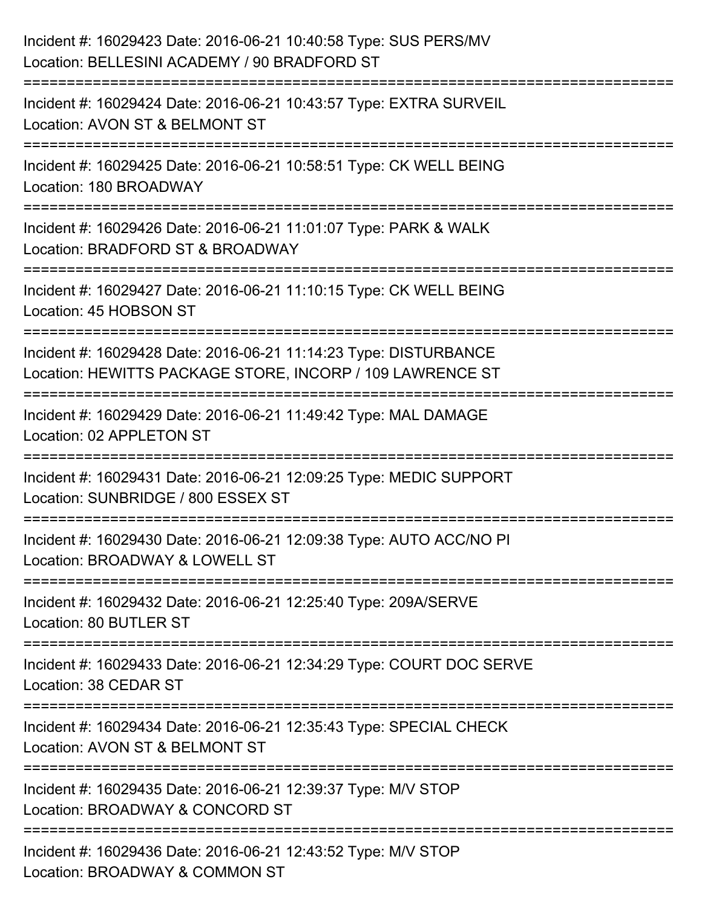Incident #: 16029423 Date: 2016-06-21 10:40:58 Type: SUS PERS/MV
Location: BELLESINI ACADEMY / 90 BRADFORD ST

===========================================================================

Incident #: 16029424 Date: 2016-06-21 10:43:57 Type: EXTRA SURVEIL
Location: AVON ST & BELMONT ST

===========================================================================

Incident #: 16029425 Date: 2016-06-21 10:58:51 Type: CK WELL BEING
Location: 180 BROADWAY

===========================================================================

Incident #: 16029426 Date: 2016-06-21 11:01:07 Type: PARK & WALK
Location: BRADFORD ST & BROADWAY

===========================================================================

Incident #: 16029427 Date: 2016-06-21 11:10:15 Type: CK WELL BEING
Location: 45 HOBSON ST

===========================================================================

Incident #: 16029428 Date: 2016-06-21 11:14:23 Type: DISTURBANCE
Location: HEWITTS PACKAGE STORE, INCORP / 109 LAWRENCE ST

===========================================================================

Incident #: 16029429 Date: 2016-06-21 11:49:42 Type: MAL DAMAGE
Location: 02 APPLETON ST

===========================================================================

Incident #: 16029431 Date: 2016-06-21 12:09:25 Type: MEDIC SUPPORT
Location: SUNBRIDGE / 800 ESSEX ST

===========================================================================

Incident #: 16029430 Date: 2016-06-21 12:09:38 Type: AUTO ACC/NO PI
Location: BROADWAY & LOWELL ST

===========================================================================

Incident #: 16029432 Date: 2016-06-21 12:25:40 Type: 209A/SERVE
Location: 80 BUTLER ST

===========================================================================

Incident #: 16029433 Date: 2016-06-21 12:34:29 Type: COURT DOC SERVE
Location: 38 CEDAR ST

===========================================================================

Incident #: 16029434 Date: 2016-06-21 12:35:43 Type: SPECIAL CHECK
Location: AVON ST & BELMONT ST

===========================================================================

Incident #: 16029435 Date: 2016-06-21 12:39:37 Type: M/V STOP
Location: BROADWAY & CONCORD ST

===========================================================================

Incident #: 16029436 Date: 2016-06-21 12:43:52 Type: M/V STOP
Location: BROADWAY & COMMON ST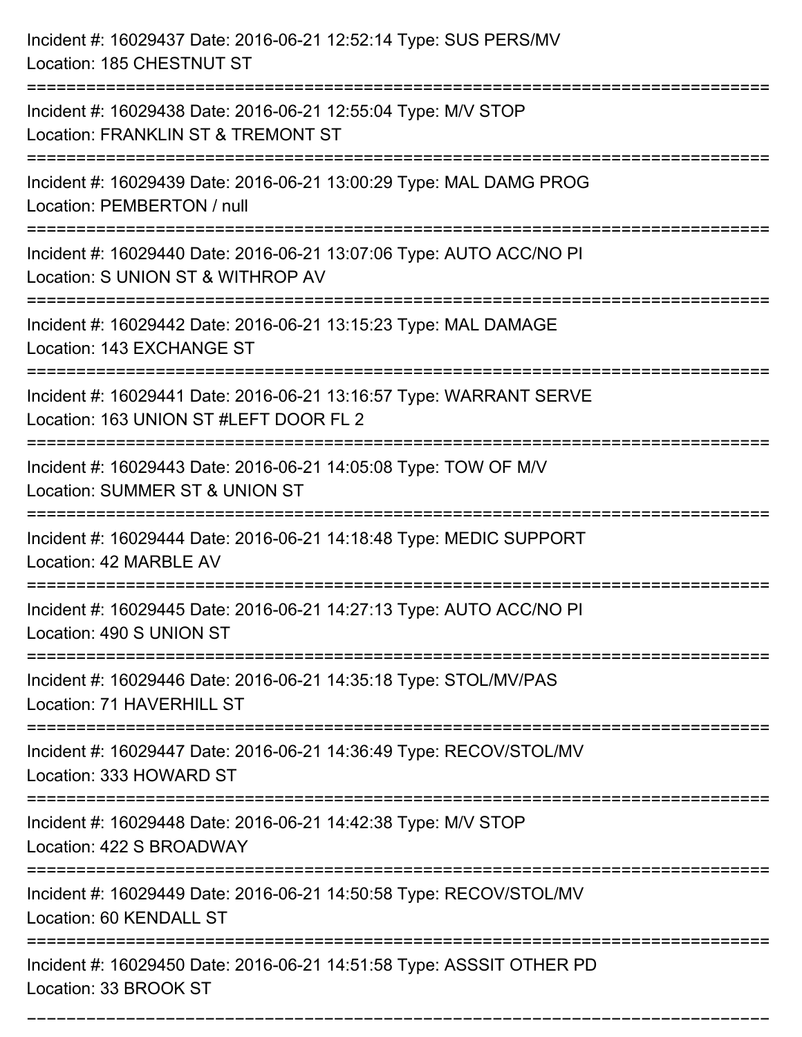Incident #: 16029437 Date: 2016-06-21 12:52:14 Type: SUS PERS/MV
Location: 185 CHESTNUT ST

===========================================================================

Incident #: 16029438 Date: 2016-06-21 12:55:04 Type: M/V STOP
Location: FRANKLIN ST & TREMONT ST

===========================================================================

Incident #: 16029439 Date: 2016-06-21 13:00:29 Type: MAL DAMG PROG
Location: PEMBERTON / null

===========================================================================

Incident #: 16029440 Date: 2016-06-21 13:07:06 Type: AUTO ACC/NO PI
Location: S UNION ST & WITHROP AV

===========================================================================

Incident #: 16029442 Date: 2016-06-21 13:15:23 Type: MAL DAMAGE
Location: 143 EXCHANGE ST

===========================================================================

Incident #: 16029441 Date: 2016-06-21 13:16:57 Type: WARRANT SERVE
Location: 163 UNION ST #LEFT DOOR FL 2

===========================================================================

Incident #: 16029443 Date: 2016-06-21 14:05:08 Type: TOW OF M/V
Location: SUMMER ST & UNION ST

===========================================================================

Incident #: 16029444 Date: 2016-06-21 14:18:48 Type: MEDIC SUPPORT
Location: 42 MARBLE AV

===========================================================================

Incident #: 16029445 Date: 2016-06-21 14:27:13 Type: AUTO ACC/NO PI
Location: 490 S UNION ST

===========================================================================

Incident #: 16029446 Date: 2016-06-21 14:35:18 Type: STOL/MV/PAS
Location: 71 HAVERHILL ST

===========================================================================

Incident #: 16029447 Date: 2016-06-21 14:36:49 Type: RECOV/STOL/MV
Location: 333 HOWARD ST

===========================================================================

Incident #: 16029448 Date: 2016-06-21 14:42:38 Type: M/V STOP
Location: 422 S BROADWAY

===========================================================================

Incident #: 16029449 Date: 2016-06-21 14:50:58 Type: RECOV/STOL/MV
Location: 60 KENDALL ST

===========================================================================

Incident #: 16029450 Date: 2016-06-21 14:51:58 Type: ASSSIT OTHER PD
Location: 33 BROOK ST

===========================================================================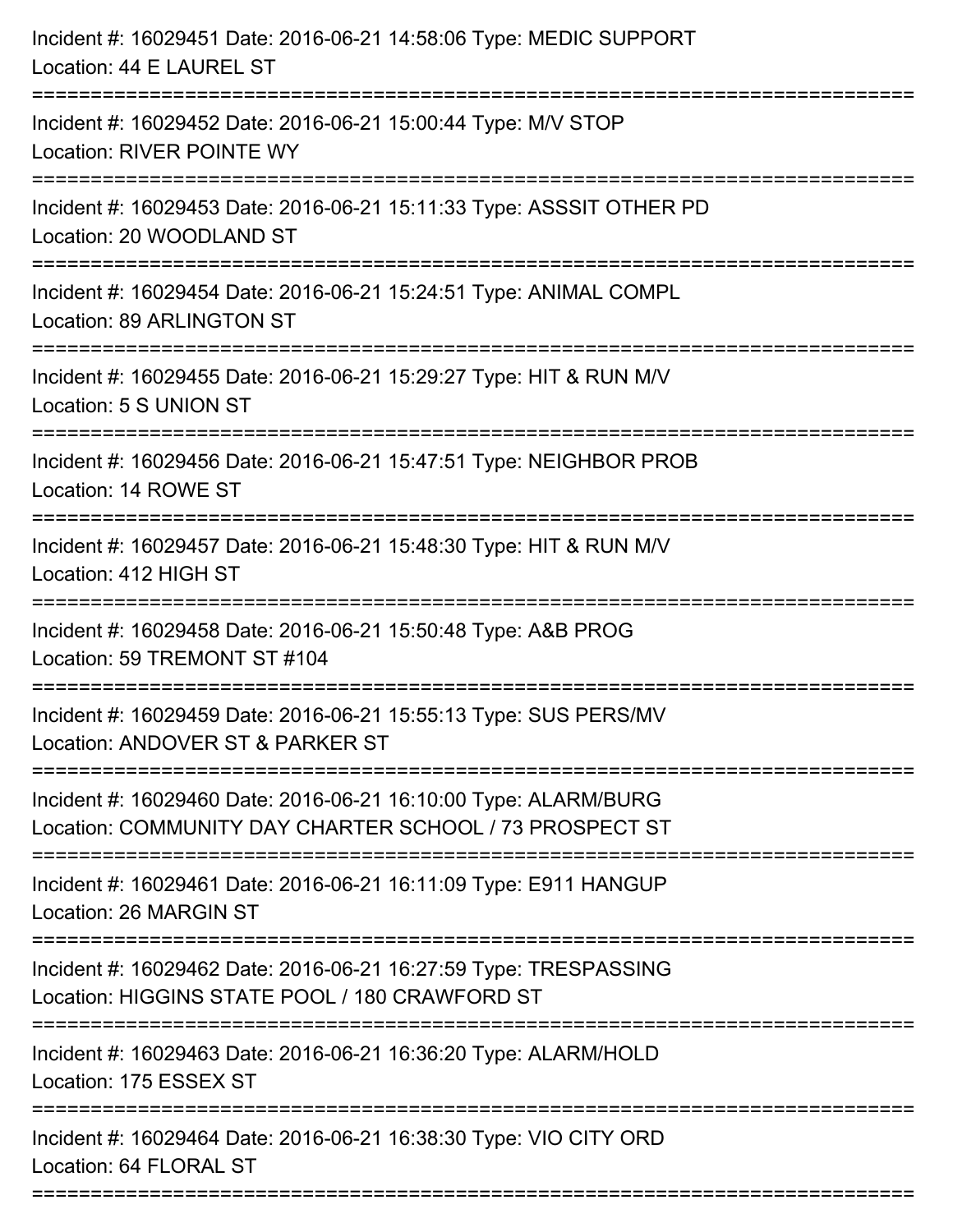Incident #: 16029451 Date: 2016-06-21 14:58:06 Type: MEDIC SUPPORT
Location: 44 E LAUREL ST

===========================================================================

Incident #: 16029452 Date: 2016-06-21 15:00:44 Type: M/V STOP
Location: RIVER POINTE WY

===========================================================================

Incident #: 16029453 Date: 2016-06-21 15:11:33 Type: ASSSIT OTHER PD
Location: 20 WOODLAND ST

===========================================================================

Incident #: 16029454 Date: 2016-06-21 15:24:51 Type: ANIMAL COMPL
Location: 89 ARLINGTON ST

===========================================================================

Incident #: 16029455 Date: 2016-06-21 15:29:27 Type: HIT & RUN M/V
Location: 5 S UNION ST

===========================================================================

Incident #: 16029456 Date: 2016-06-21 15:47:51 Type: NEIGHBOR PROB
Location: 14 ROWE ST

===========================================================================

Incident #: 16029457 Date: 2016-06-21 15:48:30 Type: HIT & RUN M/V
Location: 412 HIGH ST

===========================================================================

Incident #: 16029458 Date: 2016-06-21 15:50:48 Type: A&B PROG
Location: 59 TREMONT ST #104

===========================================================================

Incident #: 16029459 Date: 2016-06-21 15:55:13 Type: SUS PERS/MV
Location: ANDOVER ST & PARKER ST

===========================================================================

Incident #: 16029460 Date: 2016-06-21 16:10:00 Type: ALARM/BURG
Location: COMMUNITY DAY CHARTER SCHOOL / 73 PROSPECT ST

===========================================================================

Incident #: 16029461 Date: 2016-06-21 16:11:09 Type: E911 HANGUP
Location: 26 MARGIN ST

===========================================================================

Incident #: 16029462 Date: 2016-06-21 16:27:59 Type: TRESPASSING
Location: HIGGINS STATE POOL / 180 CRAWFORD ST

===========================================================================

Incident #: 16029463 Date: 2016-06-21 16:36:20 Type: ALARM/HOLD
Location: 175 ESSEX ST

===========================================================================

Incident #: 16029464 Date: 2016-06-21 16:38:30 Type: VIO CITY ORD
Location: 64 FLORAL ST

===========================================================================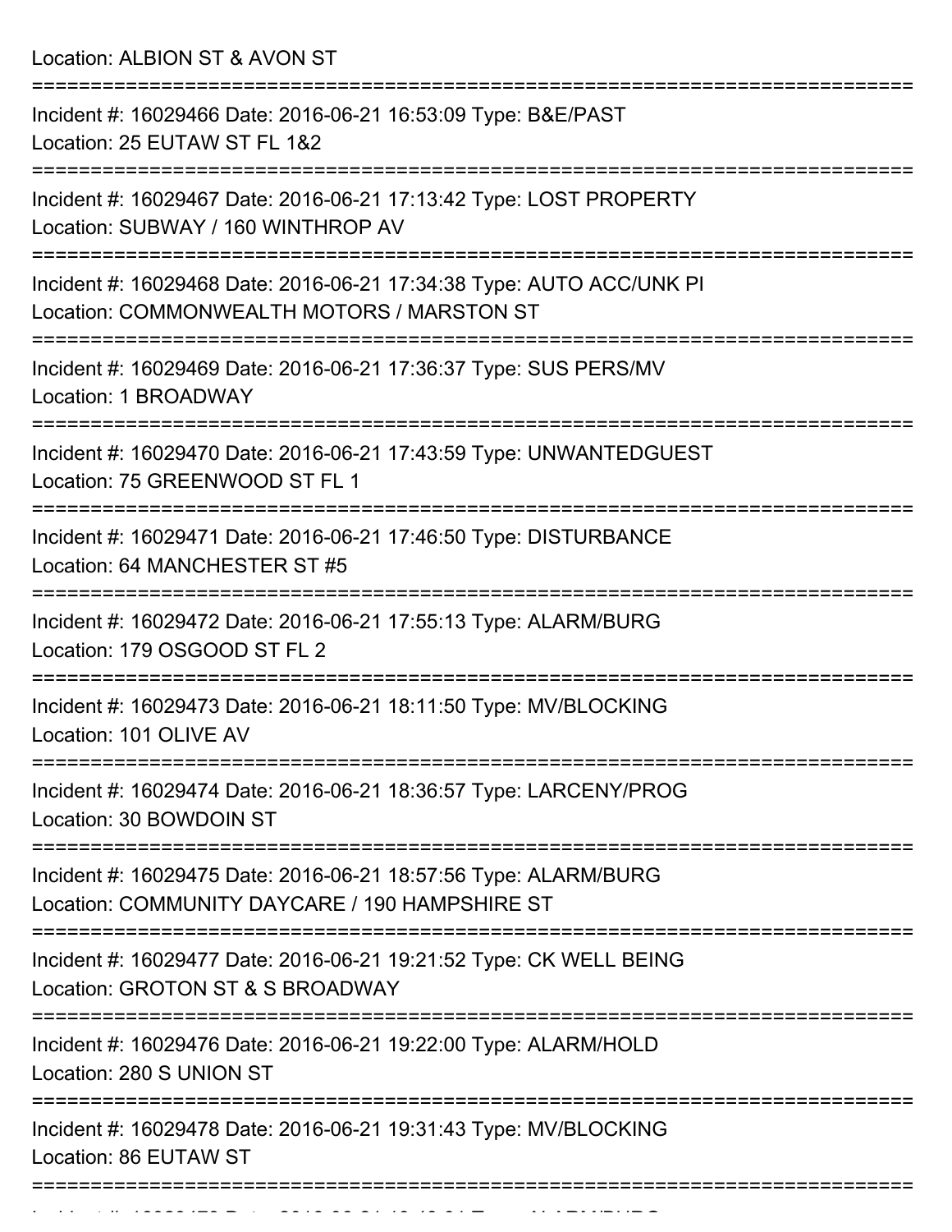Location: ALBION ST & AVON ST

===========================================================================

Incident #: 16029466 Date: 2016-06-21 16:53:09 Type: B&E/PAST
Location: 25 EUTAW ST FL 1&2

===========================================================================

Incident #: 16029467 Date: 2016-06-21 17:13:42 Type: LOST PROPERTY
Location: SUBWAY / 160 WINTHROP AV

===========================================================================

Incident #: 16029468 Date: 2016-06-21 17:34:38 Type: AUTO ACC/UNK PI
Location: COMMONWEALTH MOTORS / MARSTON ST

===========================================================================

Incident #: 16029469 Date: 2016-06-21 17:36:37 Type: SUS PERS/MV
Location: 1 BROADWAY

===========================================================================

Incident #: 16029470 Date: 2016-06-21 17:43:59 Type: UNWANTEDGUEST
Location: 75 GREENWOOD ST FL 1

===========================================================================

Incident #: 16029471 Date: 2016-06-21 17:46:50 Type: DISTURBANCE
Location: 64 MANCHESTER ST #5

===========================================================================

Incident #: 16029472 Date: 2016-06-21 17:55:13 Type: ALARM/BURG
Location: 179 OSGOOD ST FL 2

===========================================================================

Incident #: 16029473 Date: 2016-06-21 18:11:50 Type: MV/BLOCKING
Location: 101 OLIVE AV

===========================================================================

Incident #: 16029474 Date: 2016-06-21 18:36:57 Type: LARCENY/PROG
Location: 30 BOWDOIN ST

===========================================================================

Incident #: 16029475 Date: 2016-06-21 18:57:56 Type: ALARM/BURG
Location: COMMUNITY DAYCARE / 190 HAMPSHIRE ST

===========================================================================

Incident #: 16029477 Date: 2016-06-21 19:21:52 Type: CK WELL BEING
Location: GROTON ST & S BROADWAY

===========================================================================

Incident #: 16029476 Date: 2016-06-21 19:22:00 Type: ALARM/HOLD
Location: 280 S UNION ST

===========================================================================

Incident #: 16029478 Date: 2016-06-21 19:31:43 Type: MV/BLOCKING
Location: 86 EUTAW ST

===========================================================================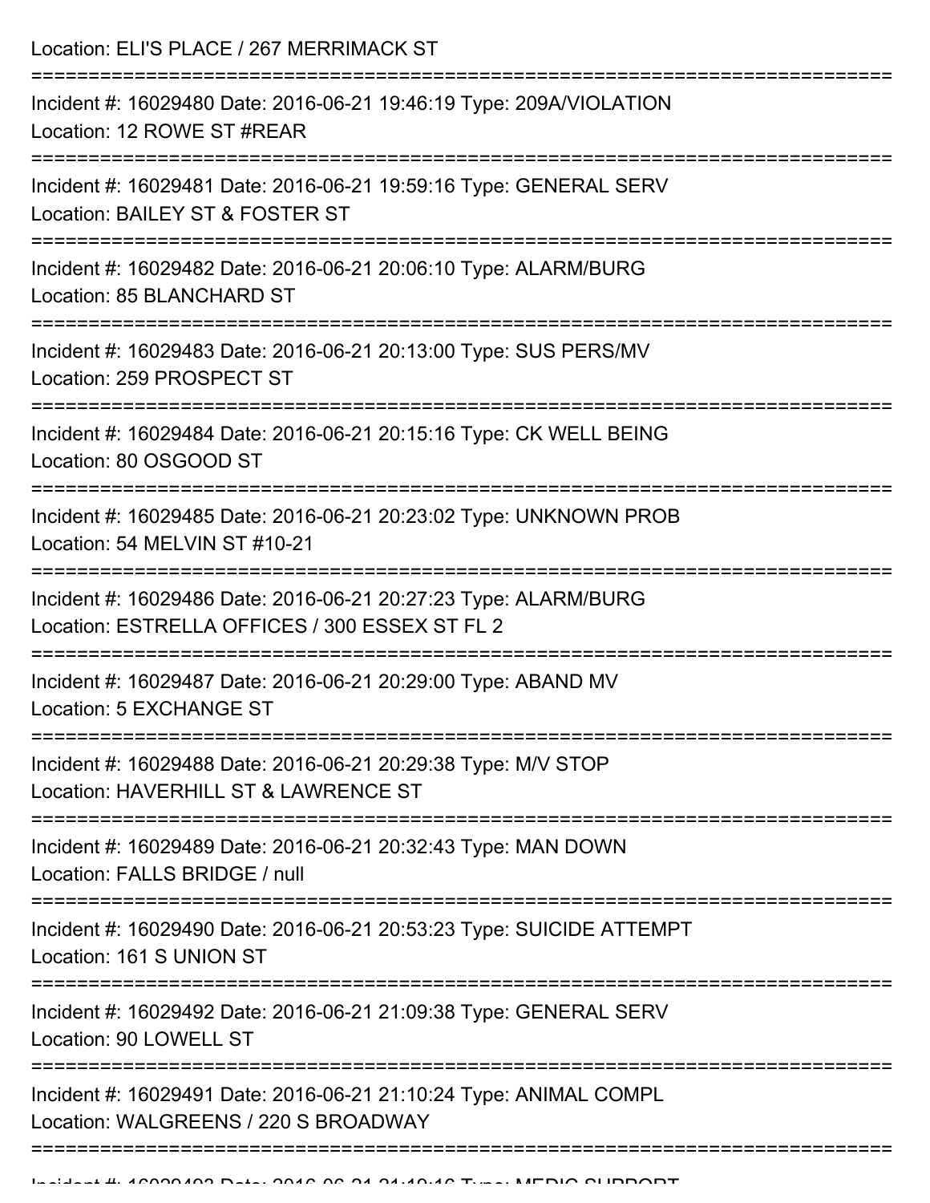Location: ELI'S PLACE / 267 MERRIMACK ST

===========================================================================

Incident #: 16029480 Date: 2016-06-21 19:46:19 Type: 209A/VIOLATION
Location: 12 ROWE ST #REAR

===========================================================================

Incident #: 16029481 Date: 2016-06-21 19:59:16 Type: GENERAL SERV
Location: BAILEY ST & FOSTER ST

===========================================================================

Incident #: 16029482 Date: 2016-06-21 20:06:10 Type: ALARM/BURG
Location: 85 BLANCHARD ST

===========================================================================

Incident #: 16029483 Date: 2016-06-21 20:13:00 Type: SUS PERS/MV
Location: 259 PROSPECT ST

===========================================================================

Incident #: 16029484 Date: 2016-06-21 20:15:16 Type: CK WELL BEING
Location: 80 OSGOOD ST

===========================================================================

Incident #: 16029485 Date: 2016-06-21 20:23:02 Type: UNKNOWN PROB
Location: 54 MELVIN ST #10-21

===========================================================================

Incident #: 16029486 Date: 2016-06-21 20:27:23 Type: ALARM/BURG
Location: ESTRELLA OFFICES / 300 ESSEX ST FL 2

===========================================================================

Incident #: 16029487 Date: 2016-06-21 20:29:00 Type: ABAND MV
Location: 5 EXCHANGE ST

===========================================================================

Incident #: 16029488 Date: 2016-06-21 20:29:38 Type: M/V STOP
Location: HAVERHILL ST & LAWRENCE ST

===========================================================================

Incident #: 16029489 Date: 2016-06-21 20:32:43 Type: MAN DOWN
Location: FALLS BRIDGE / null

===========================================================================

Incident #: 16029490 Date: 2016-06-21 20:53:23 Type: SUICIDE ATTEMPT
Location: 161 S UNION ST

===========================================================================

Incident #: 16029492 Date: 2016-06-21 21:09:38 Type: GENERAL SERV
Location: 90 LOWELL ST

===========================================================================

Incident #: 16029491 Date: 2016-06-21 21:10:24 Type: ANIMAL COMPL
Location: WALGREENS / 220 S BROADWAY

===========================================================================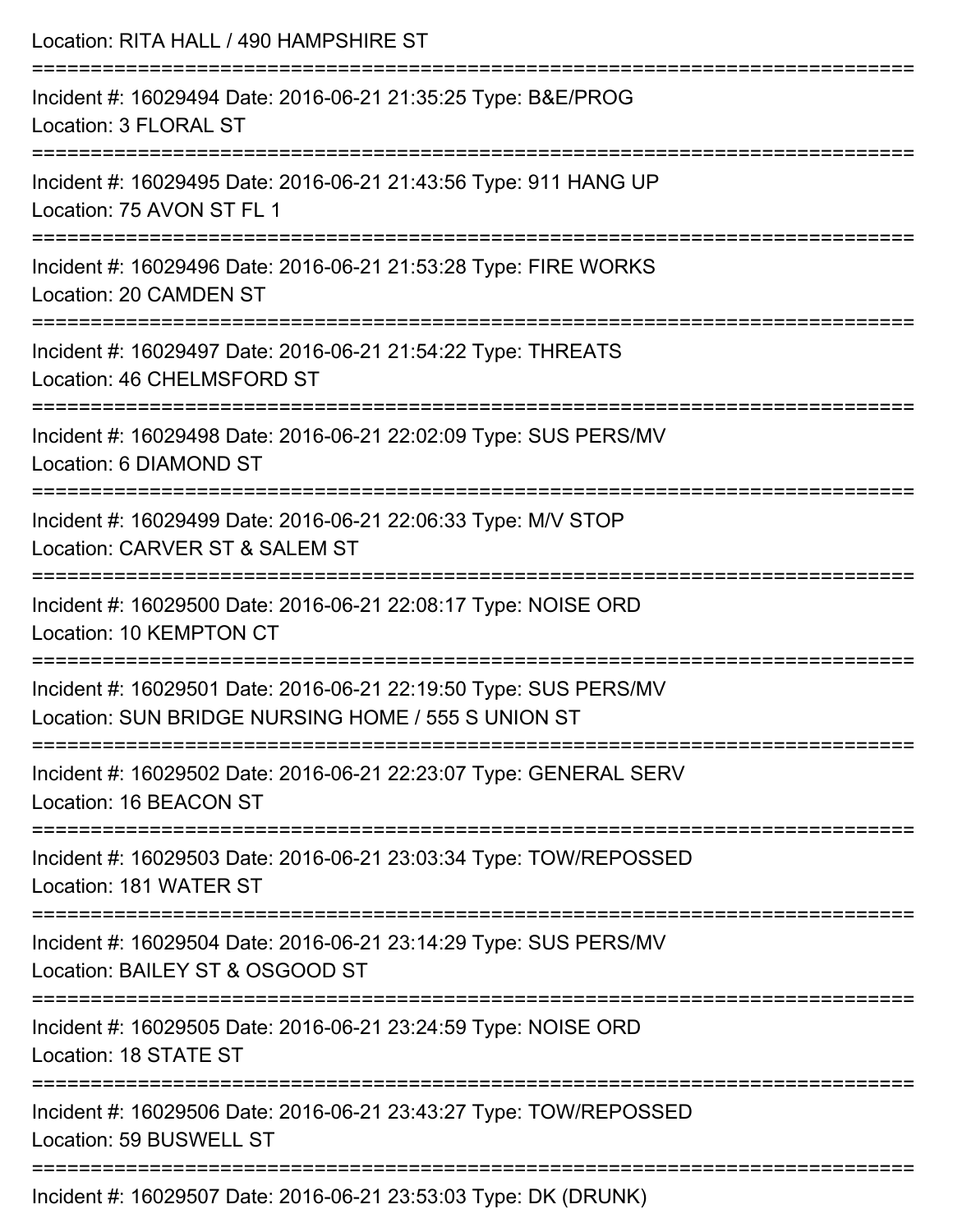Location: RITA HALL / 490 HAMPSHIRE ST

===========================================================================

Incident #: 16029494 Date: 2016-06-21 21:35:25 Type: B&E/PROG
Location: 3 FLORAL ST

===========================================================================

Incident #: 16029495 Date: 2016-06-21 21:43:56 Type: 911 HANG UP
Location: 75 AVON ST FL 1

===========================================================================

Incident #: 16029496 Date: 2016-06-21 21:53:28 Type: FIRE WORKS
Location: 20 CAMDEN ST

===========================================================================

Incident #: 16029497 Date: 2016-06-21 21:54:22 Type: THREATS
Location: 46 CHELMSFORD ST

===========================================================================

Incident #: 16029498 Date: 2016-06-21 22:02:09 Type: SUS PERS/MV
Location: 6 DIAMOND ST

===========================================================================

Incident #: 16029499 Date: 2016-06-21 22:06:33 Type: M/V STOP
Location: CARVER ST & SALEM ST

===========================================================================

Incident #: 16029500 Date: 2016-06-21 22:08:17 Type: NOISE ORD
Location: 10 KEMPTON CT

===========================================================================

Incident #: 16029501 Date: 2016-06-21 22:19:50 Type: SUS PERS/MV
Location: SUN BRIDGE NURSING HOME / 555 S UNION ST

===========================================================================

Incident #: 16029502 Date: 2016-06-21 22:23:07 Type: GENERAL SERV
Location: 16 BEACON ST

===========================================================================

Incident #: 16029503 Date: 2016-06-21 23:03:34 Type: TOW/REPOSSED
Location: 181 WATER ST

===========================================================================

Incident #: 16029504 Date: 2016-06-21 23:14:29 Type: SUS PERS/MV
Location: BAILEY ST & OSGOOD ST

===========================================================================

Incident #: 16029505 Date: 2016-06-21 23:24:59 Type: NOISE ORD
Location: 18 STATE ST

===========================================================================

Incident #: 16029506 Date: 2016-06-21 23:43:27 Type: TOW/REPOSSED
Location: 59 BUSWELL ST

===========================================================================

Incident #: 16029507 Date: 2016-06-21 23:53:03 Type: DK (DRUNK)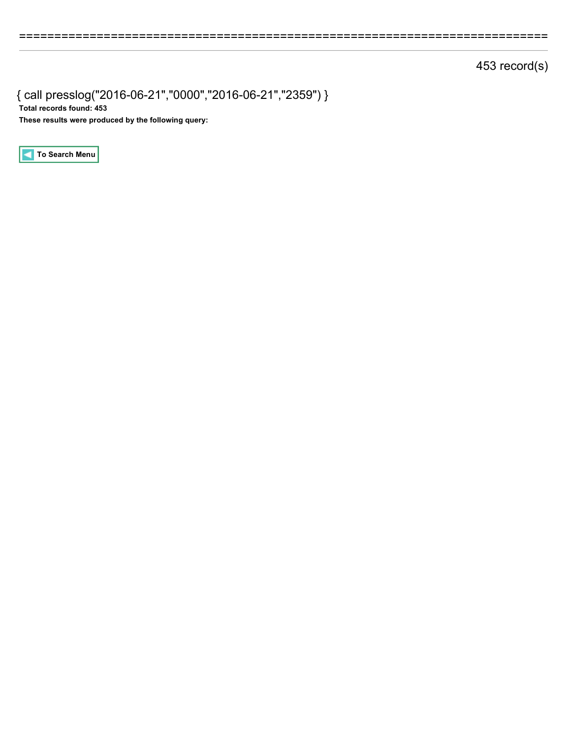================================================================================

---

453 record(s)

{ call presslog("2016-06-21","0000","2016-06-21","2359") }

**Total records found: 453**

**These results were produced by the following query:**

**To Search Menu**